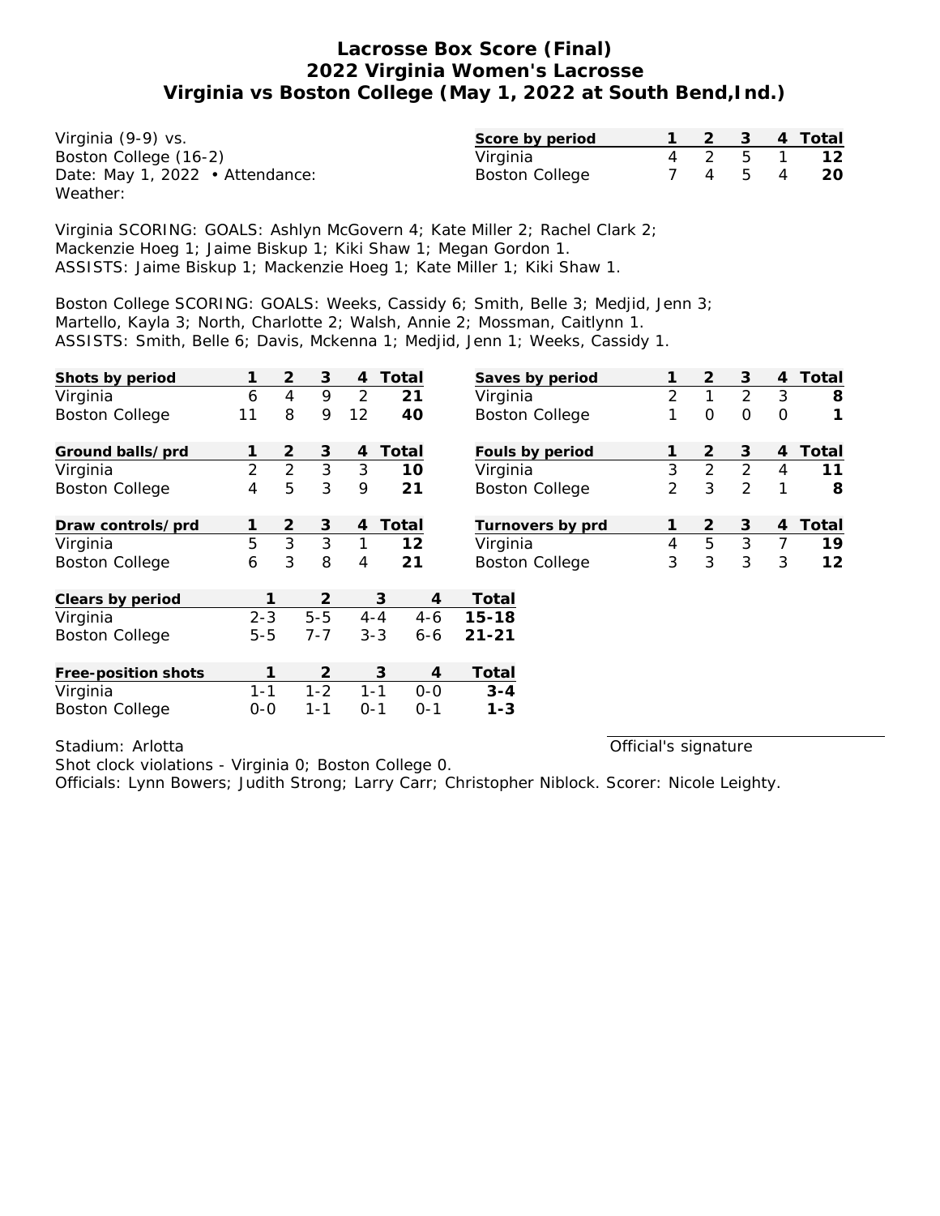# Lacrosse Box Score (Final)
## 2022 Virginia Women's Lacrosse
## Virginia vs Boston College (May 1, 2022 at South Bend,Ind.)

Virginia (9-9) vs.
Boston College (16-2)
Date: May 1, 2022 • Attendance:
Weather:

| Score by period | 1 | 2 | 3 | 4 | Total |
|---|---|---|---|---|---|
| Virginia | 4 | 2 | 5 | 1 | **12** |
| Boston College | 7 | 4 | 5 | 4 | **20** |

Virginia SCORING: GOALS: Ashlyn McGovern 4; Kate Miller 2; Rachel Clark 2; Mackenzie Hoeg 1; Jaime Biskup 1; Kiki Shaw 1; Megan Gordon 1.
ASSISTS: Jaime Biskup 1; Mackenzie Hoeg 1; Kate Miller 1; Kiki Shaw 1.

Boston College SCORING: GOALS: Weeks, Cassidy 6; Smith, Belle 3; Medjid, Jenn 3; Martello, Kayla 3; North, Charlotte 2; Walsh, Annie 2; Mossman, Caitlynn 1.
ASSISTS: Smith, Belle 6; Davis, Mckenna 1; Medjid, Jenn 1; Weeks, Cassidy 1.

| Shots by period | 1 | 2 | 3 | 4 | Total |
|---|---|---|---|---|---|
| Virginia | 6 | 4 | 9 | 2 | **21** |
| Boston College | 11 | 8 | 9 | 12 | **40** |

| Saves by period | 1 | 2 | 3 | 4 | Total |
|---|---|---|---|---|---|
| Virginia | 2 | 1 | 2 | 3 | **8** |
| Boston College | 1 | 0 | 0 | 0 | **1** |

| Ground balls/prd | 1 | 2 | 3 | 4 | Total |
|---|---|---|---|---|---|
| Virginia | 2 | 2 | 3 | 3 | **10** |
| Boston College | 4 | 5 | 3 | 9 | **21** |

| Fouls by period | 1 | 2 | 3 | 4 | Total |
|---|---|---|---|---|---|
| Virginia | 3 | 2 | 2 | 4 | **11** |
| Boston College | 2 | 3 | 2 | 1 | **8** |

| Draw controls/prd | 1 | 2 | 3 | 4 | Total |
|---|---|---|---|---|---|
| Virginia | 5 | 3 | 3 | 1 | **12** |
| Boston College | 6 | 3 | 8 | 4 | **21** |

| Turnovers by prd | 1 | 2 | 3 | 4 | Total |
|---|---|---|---|---|---|
| Virginia | 4 | 5 | 3 | 7 | **19** |
| Boston College | 3 | 3 | 3 | 3 | **12** |

| Clears by period | 1 | 2 | 3 | 4 | Total |
|---|---|---|---|---|---|
| Virginia | 2-3 | 5-5 | 4-4 | 4-6 | **15-18** |
| Boston College | 5-5 | 7-7 | 3-3 | 6-6 | **21-21** |

| Free-position shots | 1 | 2 | 3 | 4 | Total |
|---|---|---|---|---|---|
| Virginia | 1-1 | 1-2 | 1-1 | 0-0 | **3-4** |
| Boston College | 0-0 | 1-1 | 0-1 | 0-1 | **1-3** |

Stadium: Arlotta

Official's signature

Shot clock violations - Virginia 0; Boston College 0.
Officials: Lynn Bowers; Judith Strong; Larry Carr; Christopher Niblock. Scorer: Nicole Leighty.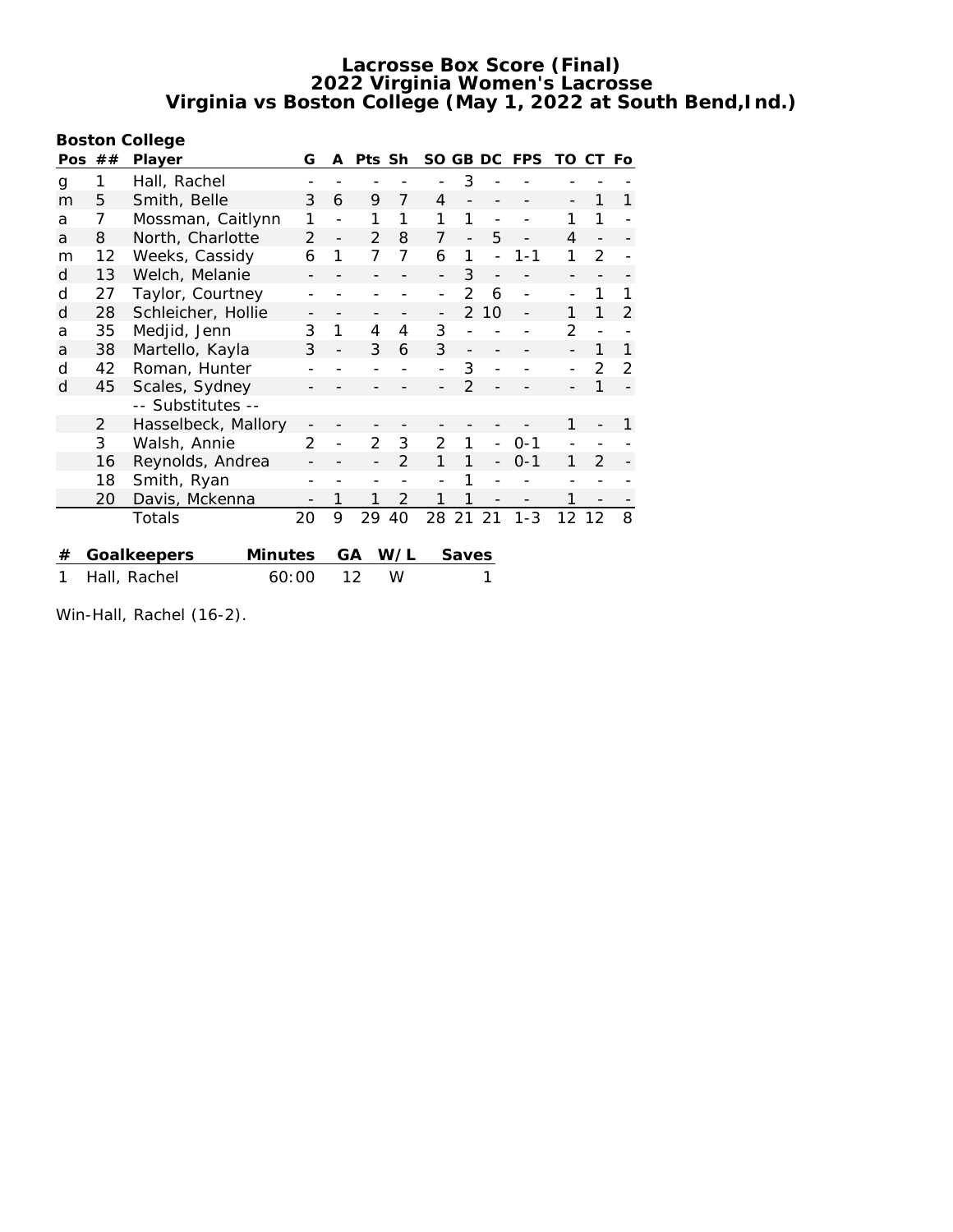# Lacrosse Box Score (Final)
## 2022 Virginia Women's Lacrosse
## Virginia vs Boston College (May 1, 2022 at South Bend,Ind.)

**Boston College**

| Pos | ## | Player | G | A | Pts | Sh | SO | GB | DC | FPS | TO | CT | Fo |
|---|---|---|---|---|---|---|---|---|---|---|---|---|---|
| g | 1 | Hall, Rachel | - | - | - | - | - | 3 | - | - | - | - | - |
| m | 5 | Smith, Belle | 3 | 6 | 9 | 7 | 4 | - | - | - | - | 1 | 1 |
| a | 7 | Mossman, Caitlynn | 1 | - | 1 | 1 | 1 | 1 | - | - | 1 | 1 | - |
| a | 8 | North, Charlotte | 2 | - | 2 | 8 | 7 | - | 5 | - | 4 | - | - |
| m | 12 | Weeks, Cassidy | 6 | 1 | 7 | 7 | 6 | 1 | - | 1-1 | 1 | 2 | - |
| d | 13 | Welch, Melanie | - | - | - | - | - | 3 | - | - | - | - | - |
| d | 27 | Taylor, Courtney | - | - | - | - | - | 2 | 6 | - | - | 1 | 1 |
| d | 28 | Schleicher, Hollie | - | - | - | - | - | 2 | 10 | - | 1 | 1 | 2 |
| a | 35 | Medjid, Jenn | 3 | 1 | 4 | 4 | 3 | - | - | - | 2 | - | - |
| a | 38 | Martello, Kayla | 3 | - | 3 | 6 | 3 | - | - | - | - | 1 | 1 |
| d | 42 | Roman, Hunter | - | - | - | - | - | 3 | - | - | - | 2 | 2 |
| d | 45 | Scales, Sydney | - | - | - | - | - | 2 | - | - | - | 1 | - |
| | | -- Substitutes -- | | | | | | | | | | | |
| | 2 | Hasselbeck, Mallory | - | - | - | - | - | - | - | - | 1 | - | 1 |
| | 3 | Walsh, Annie | 2 | - | 2 | 3 | 2 | 1 | - | 0-1 | - | - | - |
| | 16 | Reynolds, Andrea | - | - | - | 2 | 1 | 1 | - | 0-1 | 1 | 2 | - |
| | 18 | Smith, Ryan | - | - | - | - | - | 1 | - | - | - | - | - |
| | 20 | Davis, Mckenna | - | 1 | 1 | 2 | 1 | 1 | - | - | 1 | - | - |
| | | Totals | 20 | 9 | 29 | 40 | 28 | 21 | 21 | 1-3 | 12 | 12 | 8 |

| # | Goalkeepers | Minutes | GA | W/L | Saves |
|---|---|---|---|---|---|
| 1 | Hall, Rachel | 60:00 | 12 | W | 1 |

Win-Hall, Rachel (16-2).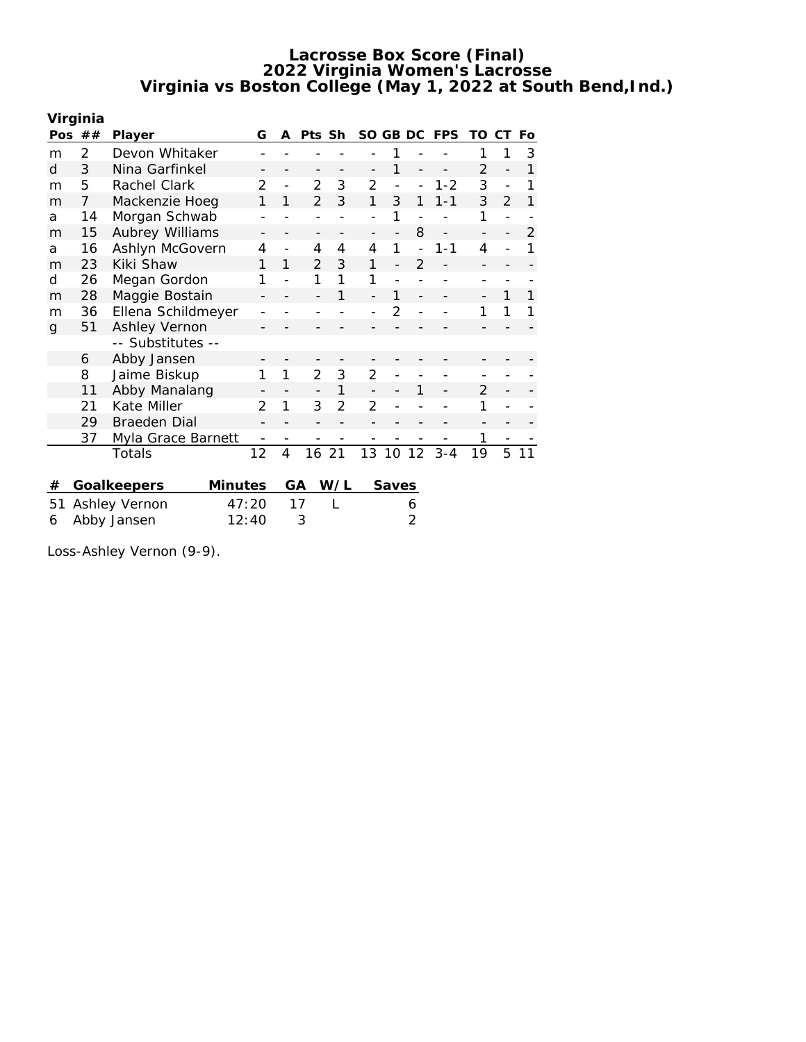# Lacrosse Box Score (Final)
## 2022 Virginia Women's Lacrosse
## Virginia vs Boston College (May 1, 2022 at South Bend,Ind.)

**Virginia**

| Pos | ## | Player | G | A | Pts | Sh | SO | GB | DC | FPS | TO | CT | Fo |
|---|---|---|---|---|---|---|---|---|---|---|---|---|---|
| m | 2 | Devon Whitaker | - | - | - | - | - | 1 | - | - | 1 | 1 | 3 |
| d | 3 | Nina Garfinkel | - | - | - | - | - | 1 | - | - | 2 | - | 1 |
| m | 5 | Rachel Clark | 2 | - | 2 | 3 | 2 | - | - | 1-2 | 3 | - | 1 |
| m | 7 | Mackenzie Hoeg | 1 | 1 | 2 | 3 | 1 | 3 | 1 | 1-1 | 3 | 2 | 1 |
| a | 14 | Morgan Schwab | - | - | - | - | - | 1 | - | - | 1 | - | - |
| m | 15 | Aubrey Williams | - | - | - | - | - | - | 8 | - | - | - | 2 |
| a | 16 | Ashlyn McGovern | 4 | - | 4 | 4 | 4 | 1 | - | 1-1 | 4 | - | 1 |
| m | 23 | Kiki Shaw | 1 | 1 | 2 | 3 | 1 | - | 2 | - | - | - | - |
| d | 26 | Megan Gordon | 1 | - | 1 | 1 | 1 | - | - | - | - | - | - |
| m | 28 | Maggie Bostain | - | - | - | 1 | - | 1 | - | - | - | 1 | 1 |
| m | 36 | Ellena Schildmeyer | - | - | - | - | - | 2 | - | - | 1 | 1 | 1 |
| g | 51 | Ashley Vernon | - | - | - | - | - | - | - | - | - | - | - |
| | | -- Substitutes -- | | | | | | | | | | | |
| | 6 | Abby Jansen | - | - | - | - | - | - | - | - | - | - | - |
| | 8 | Jaime Biskup | 1 | 1 | 2 | 3 | 2 | - | - | - | - | - | - |
| | 11 | Abby Manalang | - | - | - | 1 | - | - | 1 | - | 2 | - | - |
| | 21 | Kate Miller | 2 | 1 | 3 | 2 | 2 | - | - | - | 1 | - | - |
| | 29 | Braeden Dial | - | - | - | - | - | - | - | - | - | - | - |
| | 37 | Myla Grace Barnett | - | - | - | - | - | - | - | - | 1 | - | - |
| | | Totals | 12 | 4 | 16 | 21 | 13 | 10 | 12 | 3-4 | 19 | 5 | 11 |

| # | Goalkeepers | Minutes | GA | W/L | Saves |
|---|---|---|---|---|---|
| 51 | Ashley Vernon | 47:20 | 17 | L | 6 |
| 6 | Abby Jansen | 12:40 | 3 | | 2 |

Loss-Ashley Vernon (9-9).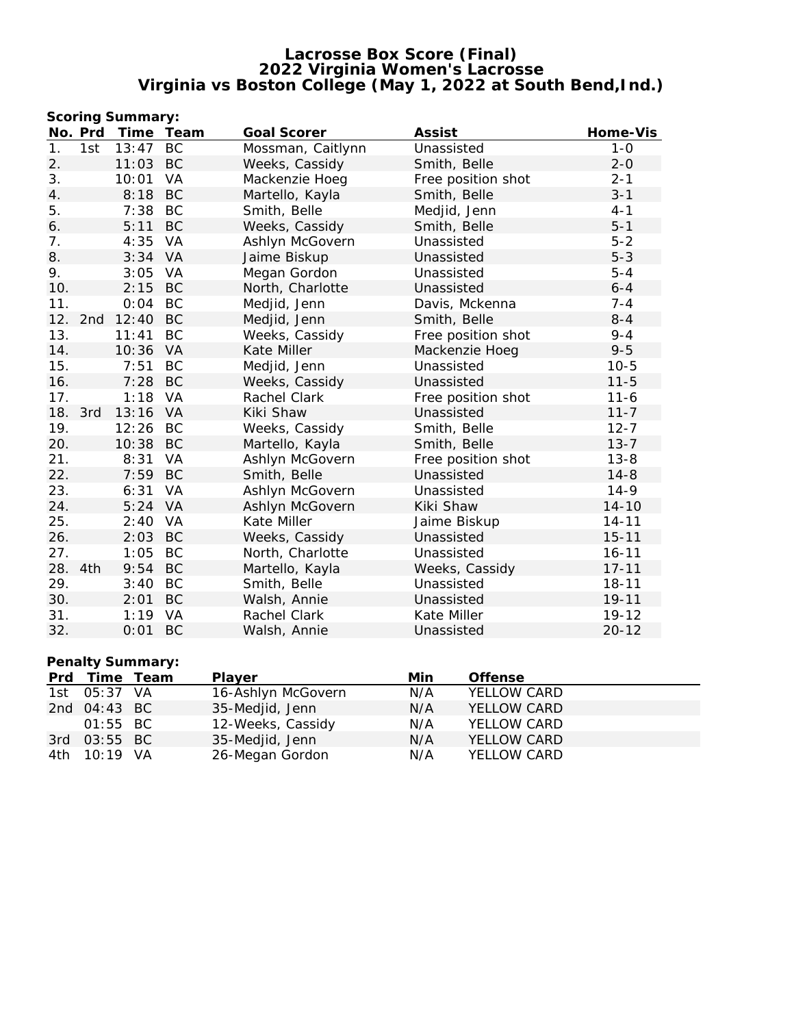# Lacrosse Box Score (Final)
# 2022 Virginia Women's Lacrosse
# Virginia vs Boston College (May 1, 2022 at South Bend,Ind.)

**Scoring Summary:**

| No. | Prd | Time | Team | Goal Scorer | Assist | Home-Vis |
|---|---|---|---|---|---|---|
| 1. | 1st | 13:47 | BC | Mossman, Caitlynn | Unassisted | 1-0 |
| 2. | | 11:03 | BC | Weeks, Cassidy | Smith, Belle | 2-0 |
| 3. | | 10:01 | VA | Mackenzie Hoeg | Free position shot | 2-1 |
| 4. | | 8:18 | BC | Martello, Kayla | Smith, Belle | 3-1 |
| 5. | | 7:38 | BC | Smith, Belle | Medjid, Jenn | 4-1 |
| 6. | | 5:11 | BC | Weeks, Cassidy | Smith, Belle | 5-1 |
| 7. | | 4:35 | VA | Ashlyn McGovern | Unassisted | 5-2 |
| 8. | | 3:34 | VA | Jaime Biskup | Unassisted | 5-3 |
| 9. | | 3:05 | VA | Megan Gordon | Unassisted | 5-4 |
| 10. | | 2:15 | BC | North, Charlotte | Unassisted | 6-4 |
| 11. | | 0:04 | BC | Medjid, Jenn | Davis, Mckenna | 7-4 |
| 12. | 2nd | 12:40 | BC | Medjid, Jenn | Smith, Belle | 8-4 |
| 13. | | 11:41 | BC | Weeks, Cassidy | Free position shot | 9-4 |
| 14. | | 10:36 | VA | Kate Miller | Mackenzie Hoeg | 9-5 |
| 15. | | 7:51 | BC | Medjid, Jenn | Unassisted | 10-5 |
| 16. | | 7:28 | BC | Weeks, Cassidy | Unassisted | 11-5 |
| 17. | | 1:18 | VA | Rachel Clark | Free position shot | 11-6 |
| 18. | 3rd | 13:16 | VA | Kiki Shaw | Unassisted | 11-7 |
| 19. | | 12:26 | BC | Weeks, Cassidy | Smith, Belle | 12-7 |
| 20. | | 10:38 | BC | Martello, Kayla | Smith, Belle | 13-7 |
| 21. | | 8:31 | VA | Ashlyn McGovern | Free position shot | 13-8 |
| 22. | | 7:59 | BC | Smith, Belle | Unassisted | 14-8 |
| 23. | | 6:31 | VA | Ashlyn McGovern | Unassisted | 14-9 |
| 24. | | 5:24 | VA | Ashlyn McGovern | Kiki Shaw | 14-10 |
| 25. | | 2:40 | VA | Kate Miller | Jaime Biskup | 14-11 |
| 26. | | 2:03 | BC | Weeks, Cassidy | Unassisted | 15-11 |
| 27. | | 1:05 | BC | North, Charlotte | Unassisted | 16-11 |
| 28. | 4th | 9:54 | BC | Martello, Kayla | Weeks, Cassidy | 17-11 |
| 29. | | 3:40 | BC | Smith, Belle | Unassisted | 18-11 |
| 30. | | 2:01 | BC | Walsh, Annie | Unassisted | 19-11 |
| 31. | | 1:19 | VA | Rachel Clark | Kate Miller | 19-12 |
| 32. | | 0:01 | BC | Walsh, Annie | Unassisted | 20-12 |

**Penalty Summary:**

| Prd | Time | Team | Player | Min | Offense |
|---|---|---|---|---|---|
| 1st | 05:37 | VA | 16-Ashlyn McGovern | N/A | YELLOW CARD |
| 2nd | 04:43 | BC | 35-Medjid, Jenn | N/A | YELLOW CARD |
| | 01:55 | BC | 12-Weeks, Cassidy | N/A | YELLOW CARD |
| 3rd | 03:55 | BC | 35-Medjid, Jenn | N/A | YELLOW CARD |
| 4th | 10:19 | VA | 26-Megan Gordon | N/A | YELLOW CARD |